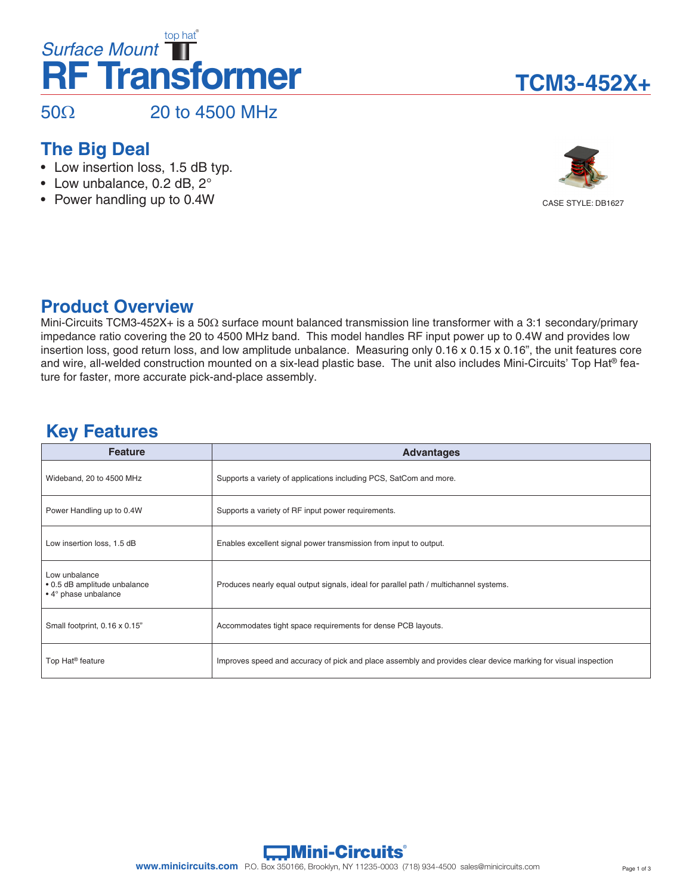*Surface Mount* top hat®

# RF Transformer

## TCM3-452X+

50Ω     20 to 4500 MHz

## The Big Deal

- Low insertion loss, 1.5 dB typ.
- Low unbalance, 0.2 dB, 2°
- Power handling up to 0.4W

CASE STYLE: DB1627

## Product Overview

Mini-Circuits TCM3-452X+ is a 50Ω surface mount balanced transmission line transformer with a 3:1 secondary/primary impedance ratio covering the 20 to 4500 MHz band. This model handles RF input power up to 0.4W and provides low insertion loss, good return loss, and low amplitude unbalance. Measuring only 0.16 x 0.15 x 0.16", the unit features core and wire, all-welded construction mounted on a six-lead plastic base. The unit also includes Mini-Circuits' Top Hat® feature for faster, more accurate pick-and-place assembly.

## Key Features

| Feature | Advantages |
|---|---|
| Wideband, 20 to 4500 MHz | Supports a variety of applications including PCS, SatCom and more. |
| Power Handling up to 0.4W | Supports a variety of RF input power requirements. |
| Low insertion loss, 1.5 dB | Enables excellent signal power transmission from input to output. |
| Low unbalance<br>• 0.5 dB amplitude unbalance<br>• 4° phase unbalance | Produces nearly equal output signals, ideal for parallel path / multichannel systems. |
| Small footprint, 0.16 x 0.15" | Accommodates tight space requirements for dense PCB layouts. |
| Top Hat® feature | Improves speed and accuracy of pick and place assembly and provides clear device marking for visual inspection |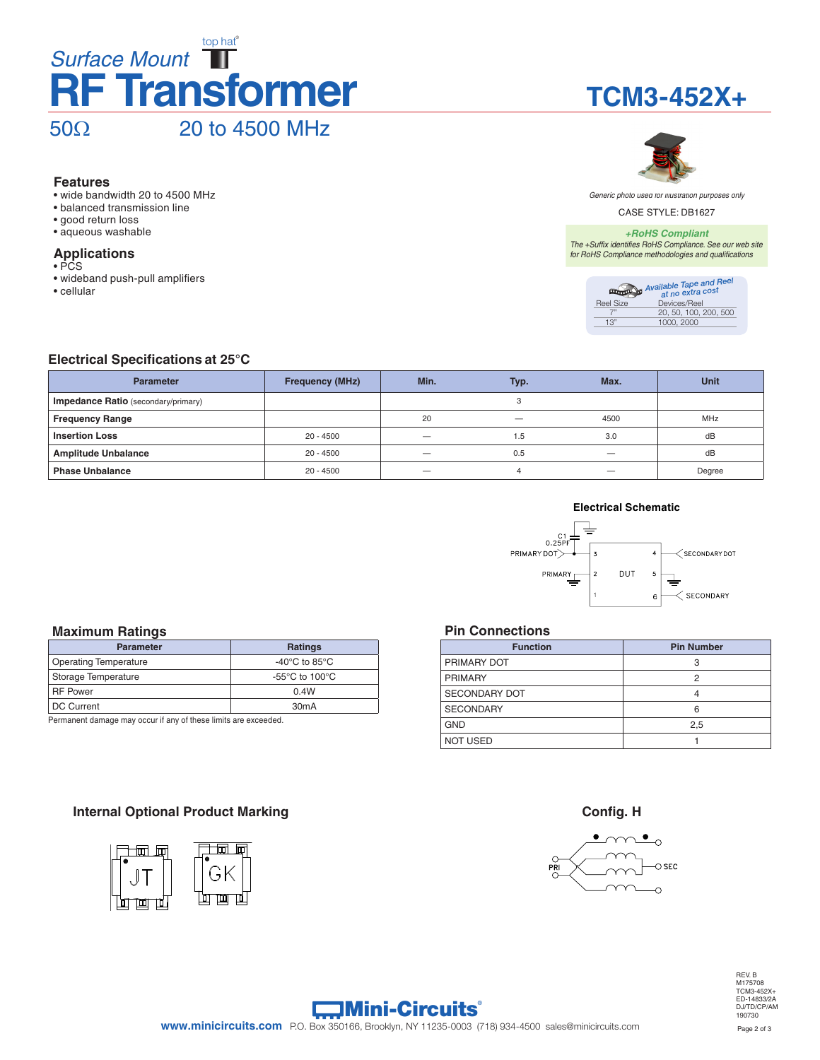top hat®

*Surface Mount*

# RF Transformer

# TCM3-452X+

50Ω 20 to 4500 MHz

*Generic photo used for illustration purposes only*

CASE STYLE: DB1627

***+RoHS Compliant***
*The +Suffix identifies RoHS Compliance. See our web site for RoHS Compliance methodologies and qualifications*

*Available Tape and Reel at no extra cost*

| Reel Size | Devices/Reel |
|---|---|
| 7" | 20, 50, 100, 200, 500 |
| 13" | 1000, 2000 |

## Features

- wide bandwidth 20 to 4500 MHz
- balanced transmission line
- good return loss
- aqueous washable

## Applications

- PCS
- wideband push-pull amplifiers
- cellular

## Electrical Specifications at 25°C

| Parameter | Frequency (MHz) | Min. | Typ. | Max. | Unit |
|---|---|---|---|---|---|
| **Impedance Ratio** (secondary/primary) | | | 3 | | |
| **Frequency Range** | | 20 | — | 4500 | MHz |
| **Insertion Loss** | 20 - 4500 | — | 1.5 | 3.0 | dB |
| **Amplitude Unbalance** | 20 - 4500 | — | 0.5 | — | dB |
| **Phase Unbalance** | 20 - 4500 | — | 4 | — | Degree |

## Electrical Schematic

C1 0.25PF
PRIMARY DOT — 3, PRIMARY — 2, 1 — DUT — 4 SECONDARY DOT, 5, 6 SECONDARY

## Maximum Ratings

| Parameter | Ratings |
|---|---|
| Operating Temperature | -40°C to 85°C |
| Storage Temperature | -55°C to 100°C |
| RF Power | 0.4W |
| DC Current | 30mA |

Permanent damage may occur if any of these limits are exceeded.

## Pin Connections

| Function | Pin Number |
|---|---|
| PRIMARY DOT | 3 |
| PRIMARY | 2 |
| SECONDARY DOT | 4 |
| SECONDARY | 6 |
| GND | 2,5 |
| NOT USED | 1 |

## Internal Optional Product Marking

JT GK

## Config. H

PRI SEC

Mini-Circuits®

www.minicircuits.com P.O. Box 350166, Brooklyn, NY 11235-0003 (718) 934-4500 sales@minicircuits.com

REV. B
M175708
TCM3-452X+
ED-14833/2A
DJ/TD/CP/AM
190730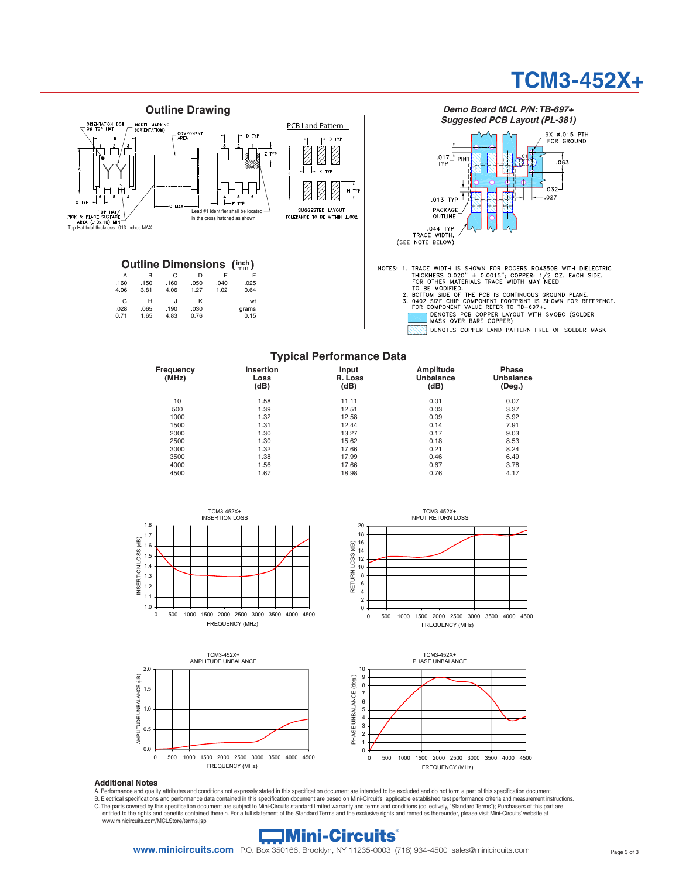# TCM3-452X+

## Outline Drawing

ORIENTATION DOT ON TOP HAT

MODEL MARKING (ORIENTATION)

COMPONENT AREA

TOP HAT/ PICK & PLACE SURFACE AREA (.10x.10) MIN

Top-Hat total thickness: .013 inches MAX.

Lead #1 identifier shall be located in the cross hatched as shown

PCB Land Pattern

SUGGESTED LAYOUT TOLERANCE TO BE WITHIN ±.002

## Outline Dimensions (inch / mm)

| A | B | C | D | E | F |
|---|---|---|---|---|---|
| .160 | .150 | .160 | .050 | .040 | .025 |
| 4.06 | 3.81 | 4.06 | 1.27 | 1.02 | 0.64 |

| G | H | J | K | | wt |
|---|---|---|---|---|---|
| .028 | .065 | .190 | .030 | | grams |
| 0.71 | 1.65 | 4.83 | 0.76 | | 0.15 |

## *Demo Board MCL P/N: TB-697+*
## *Suggested PCB Layout (PL-381)*

9X Ø.015 PTH FOR GROUND

.017 TYP

PIN1

.063

.032

.027

.013 TYP

PACKAGE OUTLINE

.044 TYP TRACE WIDTH, (SEE NOTE BELOW)

NOTES:
1. TRACE WIDTH IS SHOWN FOR ROGERS RO4350B WITH DIELECTRIC THICKNESS 0.020" ± 0.0015"; COPPER: 1/2 OZ. EACH SIDE. FOR OTHER MATERIALS TRACE WIDTH MAY NEED TO BE MODIFIED.
2. BOTTOM SIDE OF THE PCB IS CONTINUOUS GROUND PLANE.
3. 0402 SIZE CHIP COMPONENT FOOTPRINT IS SHOWN FOR REFERENCE. FOR COMPONENT VALUE REFER TO TB-697+.

DENOTES PCB COPPER LAYOUT WITH SMOBC (SOLDER MASK OVER BARE COPPER)

DENOTES COPPER LAND PATTERN FREE OF SOLDER MASK

## Typical Performance Data

| Frequency (MHz) | Insertion Loss (dB) | Input R. Loss (dB) | Amplitude Unbalance (dB) | Phase Unbalance (Deg.) |
|---|---|---|---|---|
| 10 | 1.58 | 11.11 | 0.01 | 0.07 |
| 500 | 1.39 | 12.51 | 0.03 | 3.37 |
| 1000 | 1.32 | 12.58 | 0.09 | 5.92 |
| 1500 | 1.31 | 12.44 | 0.14 | 7.91 |
| 2000 | 1.30 | 13.27 | 0.17 | 9.03 |
| 2500 | 1.30 | 15.62 | 0.18 | 8.53 |
| 3000 | 1.32 | 17.66 | 0.21 | 8.24 |
| 3500 | 1.38 | 17.99 | 0.46 | 6.49 |
| 4000 | 1.56 | 17.66 | 0.67 | 3.78 |
| 4500 | 1.67 | 18.98 | 0.76 | 4.17 |

TCM3-452X+
INSERTION LOSS
INSERTION LOSS (dB)
1.0 1.1 1.2 1.3 1.4 1.5 1.6 1.7 1.8
0 500 1000 1500 2000 2500 3000 3500 4000 4500
FREQUENCY (MHz)

TCM3-452X+
INPUT RETURN LOSS
RETURN LOSS (dB)
0 2 4 6 8 10 12 14 16 18 20
0 500 1000 1500 2000 2500 3000 3500 4000 4500
FREQUENCY (MHz)

TCM3-452X+
AMPLITUDE UNBALANCE
AMPLITUDE UNBALANCE (dB)
0.0 0.5 1.0 1.5 2.0
0 500 1000 1500 2000 2500 3000 3500 4000 4500
FREQUENCY (MHz)

TCM3-452X+
PHASE UNBALANCE
PHASE UNBALANCE (deg.)
0 1 2 3 4 5 6 7 8 9 10
0 500 1000 1500 2000 2500 3000 3500 4000 4500
FREQUENCY (MHz)

### Additional Notes

A. Performance and quality attributes and conditions not expressly stated in this specification document are intended to be excluded and do not form a part of this specification document.
B. Electrical specifications and performance data contained in this specification document are based on Mini-Circuit's applicable established test performance criteria and measurement instructions.
C. The parts covered by this specification document are subject to Mini-Circuits standard limited warranty and terms and conditions (collectively, "Standard Terms"); Purchasers of this part are entitled to the rights and benefits contained therein. For a full statement of the Standard Terms and the exclusive rights and remedies thereunder, please visit Mini-Circuits' website at www.minicircuits.com/MCLStore/terms.jsp

Mini-Circuits®

www.minicircuits.com P.O. Box 350166, Brooklyn, NY 11235-0003 (718) 934-4500 sales@minicircuits.com